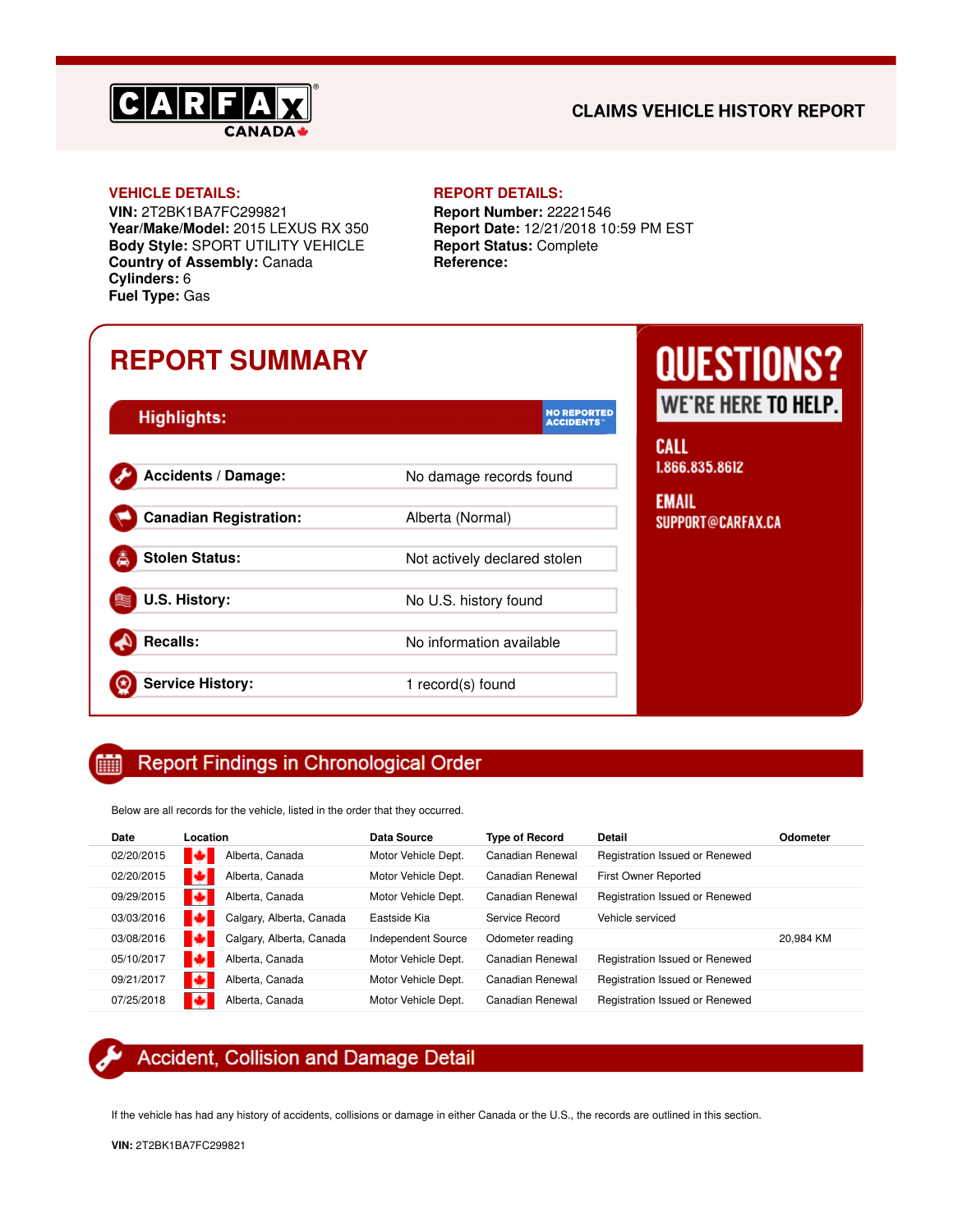CARFAX CANADA

# CLAIMS VEHICLE HISTORY REPORT

**VEHICLE DETAILS:**
**VIN:** 2T2BK1BA7FC299821
**Year/Make/Model:** 2015 LEXUS RX 350
**Body Style:** SPORT UTILITY VEHICLE
**Country of Assembly:** Canada
**Cylinders:** 6
**Fuel Type:** Gas

**REPORT DETAILS:**
**Report Number:** 22221546
**Report Date:** 12/21/2018 10:59 PM EST
**Report Status:** Complete
**Reference:**

## REPORT SUMMARY

**Highlights:** NO REPORTED ACCIDENTS™

| | |
|---|---|
| **Accidents / Damage:** | No damage records found |
| **Canadian Registration:** | Alberta (Normal) |
| **Stolen Status:** | Not actively declared stolen |
| **U.S. History:** | No U.S. history found |
| **Recalls:** | No information available |
| **Service History:** | 1 record(s) found |

**QUESTIONS?** WE'RE HERE TO HELP.

CALL
1.866.835.8612

EMAIL
SUPPORT@CARFAX.CA

## Report Findings in Chronological Order

Below are all records for the vehicle, listed in the order that they occurred.

| Date | Location | Data Source | Type of Record | Detail | Odometer |
|---|---|---|---|---|---|
| 02/20/2015 | Alberta, Canada | Motor Vehicle Dept. | Canadian Renewal | Registration Issued or Renewed | |
| 02/20/2015 | Alberta, Canada | Motor Vehicle Dept. | Canadian Renewal | First Owner Reported | |
| 09/29/2015 | Alberta, Canada | Motor Vehicle Dept. | Canadian Renewal | Registration Issued or Renewed | |
| 03/03/2016 | Calgary, Alberta, Canada | Eastside Kia | Service Record | Vehicle serviced | |
| 03/08/2016 | Calgary, Alberta, Canada | Independent Source | Odometer reading | | 20,984 KM |
| 05/10/2017 | Alberta, Canada | Motor Vehicle Dept. | Canadian Renewal | Registration Issued or Renewed | |
| 09/21/2017 | Alberta, Canada | Motor Vehicle Dept. | Canadian Renewal | Registration Issued or Renewed | |
| 07/25/2018 | Alberta, Canada | Motor Vehicle Dept. | Canadian Renewal | Registration Issued or Renewed | |

## Accident, Collision and Damage Detail

If the vehicle has had any history of accidents, collisions or damage in either Canada or the U.S., the records are outlined in this section.

**VIN:** 2T2BK1BA7FC299821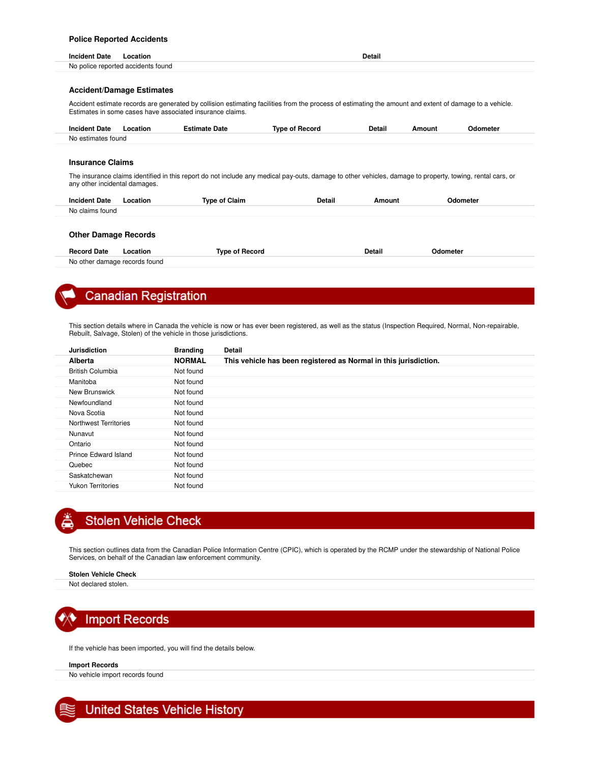### Police Reported Accidents

| Incident Date | Location | Detail |
|---|---|---|
| No police reported accidents found | | |

### Accident/Damage Estimates

Accident estimate records are generated by collision estimating facilities from the process of estimating the amount and extent of damage to a vehicle. Estimates in some cases have associated insurance claims.

| Incident Date | Location | Estimate Date | Type of Record | Detail | Amount | Odometer |
|---|---|---|---|---|---|---|
| No estimates found | | | | | | |

### Insurance Claims

The insurance claims identified in this report do not include any medical pay-outs, damage to other vehicles, damage to property, towing, rental cars, or any other incidental damages.

| Incident Date | Location | Type of Claim | Detail | Amount | Odometer |
|---|---|---|---|---|---|
| No claims found | | | | | |

### Other Damage Records

| Record Date | Location | Type of Record | Detail | Odometer |
|---|---|---|---|---|
| No other damage records found | | | | |

## Canadian Registration

This section details where in Canada the vehicle is now or has ever been registered, as well as the status (Inspection Required, Normal, Non-repairable, Rebuilt, Salvage, Stolen) of the vehicle in those jurisdictions.

| Jurisdiction | Branding | Detail |
|---|---|---|
| **Alberta** | **NORMAL** | **This vehicle has been registered as Normal in this jurisdiction.** |
| British Columbia | Not found | |
| Manitoba | Not found | |
| New Brunswick | Not found | |
| Newfoundland | Not found | |
| Nova Scotia | Not found | |
| Northwest Territories | Not found | |
| Nunavut | Not found | |
| Ontario | Not found | |
| Prince Edward Island | Not found | |
| Quebec | Not found | |
| Saskatchewan | Not found | |
| Yukon Territories | Not found | |

## Stolen Vehicle Check

This section outlines data from the Canadian Police Information Centre (CPIC), which is operated by the RCMP under the stewardship of National Police Services, on behalf of the Canadian law enforcement community.

| Stolen Vehicle Check |
|---|
| Not declared stolen. |

## Import Records

If the vehicle has been imported, you will find the details below.

| Import Records |
|---|
| No vehicle import records found |

## United States Vehicle History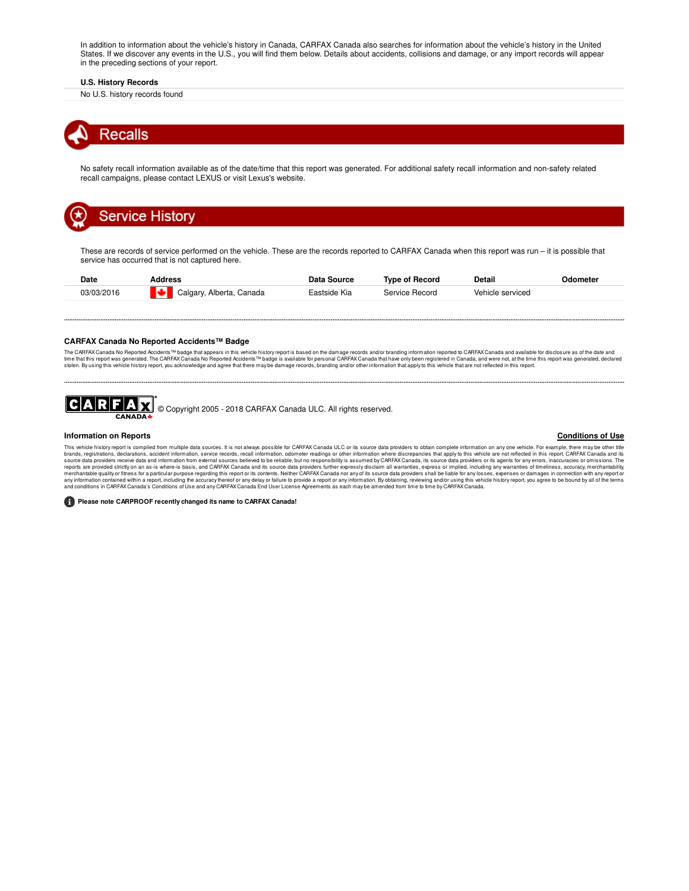In addition to information about the vehicle's history in Canada, CARFAX Canada also searches for information about the vehicle's history in the United States. If we discover any events in the U.S., you will find them below. Details about accidents, collisions and damage, or any import records will appear in the preceding sections of your report.

**U.S. History Records**

No U.S. history records found

## Recalls

No safety recall information available as of the date/time that this report was generated. For additional safety recall information and non-safety related recall campaigns, please contact LEXUS or visit Lexus's website.

## Service History

These are records of service performed on the vehicle. These are the records reported to CARFAX Canada when this report was run – it is possible that service has occurred that is not captured here.

| Date | Address | Data Source | Type of Record | Detail | Odometer |
|---|---|---|---|---|---|
| 03/03/2016 | Calgary, Alberta, Canada | Eastside Kia | Service Record | Vehicle serviced | |

**CARFAX Canada No Reported Accidents™ Badge**

The CARFAX Canada No Reported Accidents™ badge that appears in this vehicle history report is based on the damage records and/or branding information reported to CARFAX Canada and available for disclosure as of the date and time that this report was generated. The CARFAX Canada No Reported Accidents™ badge is available for personal CARFAX Canada that have only been registered in Canada, and were not, at the time this report was generated, declared stolen. By using this vehicle history report, you acknowledge and agree that there may be damage records, branding and/or other information that apply to this vehicle that are not reflected in this report.

CARFAX CANADA © Copyright 2005 - 2018 CARFAX Canada ULC. All rights reserved.

**Information on Reports** **Conditions of Use**

This vehicle history report is compiled from multiple data sources. It is not always possible for CARFAX Canada ULC or its source data providers to obtain complete information on any one vehicle. For example, there may be other title brands, registrations, declarations, accident information, service records, recall information, odometer readings or other information where discrepancies that apply to this vehicle are not reflected in this report. CARFAX Canada and its source data providers receive data and information from external sources believed to be reliable, but no responsibility is assumed by CARFAX Canada, its source data providers or its agents for any errors, inaccuracies or omissions. The reports are provided strictly on an as-is where-is basis, and CARFAX Canada and its source data providers further expressly disclaim all warranties, express or implied, including any warranties of timeliness, accuracy, merchantability, merchantable quality or fitness for a particular purpose regarding this report or its contents. Neither CARFAX Canada nor any of its source data providers shall be liable for any losses, expenses or damages in connection with any report or any information contained within a report, including the accuracy thereof or any delay or failure to provide a report or any information. By obtaining, reviewing and/or using this vehicle history report, you agree to be bound by all of the terms and conditions in CARFAX Canada's Conditions of Use and any CARFAX Canada End User License Agreements as each may be amended from time to time by CARFAX Canada.

**Please note CARPROOF recently changed its name to CARFAX Canada!**